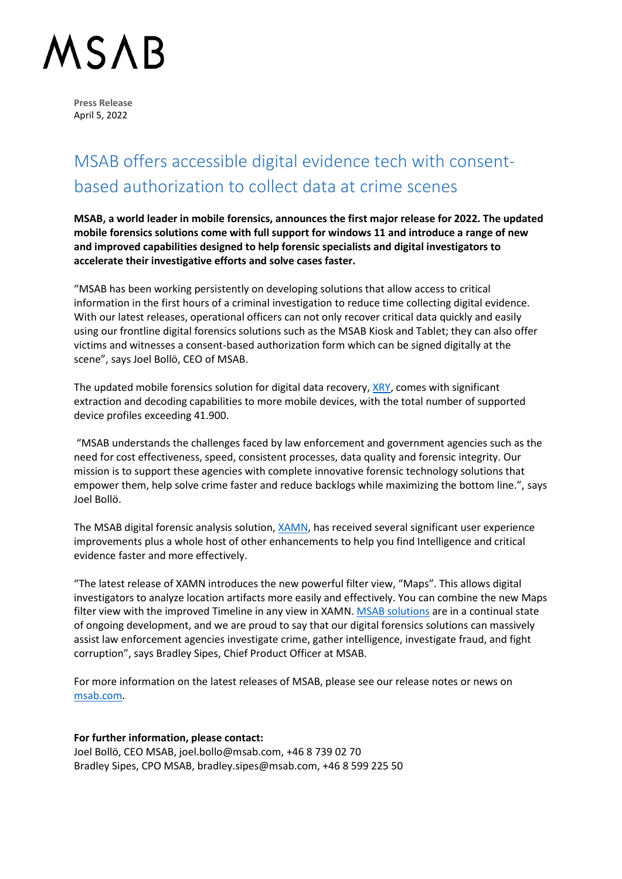# MSAB

**Press Release**
April 5, 2022

## MSAB offers accessible digital evidence tech with consent-based authorization to collect data at crime scenes

**MSAB, a world leader in mobile forensics, announces the first major release for 2022. The updated mobile forensics solutions come with full support for windows 11 and introduce a range of new and improved capabilities designed to help forensic specialists and digital investigators to accelerate their investigative efforts and solve cases faster.**

"MSAB has been working persistently on developing solutions that allow access to critical information in the first hours of a criminal investigation to reduce time collecting digital evidence. With our latest releases, operational officers can not only recover critical data quickly and easily using our frontline digital forensics solutions such as the MSAB Kiosk and Tablet; they can also offer victims and witnesses a consent-based authorization form which can be signed digitally at the scene", says Joel Bollö, CEO of MSAB.

The updated mobile forensics solution for digital data recovery, XRY, comes with significant extraction and decoding capabilities to more mobile devices, with the total number of supported device profiles exceeding 41.900.

"MSAB understands the challenges faced by law enforcement and government agencies such as the need for cost effectiveness, speed, consistent processes, data quality and forensic integrity. Our mission is to support these agencies with complete innovative forensic technology solutions that empower them, help solve crime faster and reduce backlogs while maximizing the bottom line.", says Joel Bollö.

The MSAB digital forensic analysis solution, XAMN, has received several significant user experience improvements plus a whole host of other enhancements to help you find Intelligence and critical evidence faster and more effectively.

"The latest release of XAMN introduces the new powerful filter view, "Maps". This allows digital investigators to analyze location artifacts more easily and effectively. You can combine the new Maps filter view with the improved Timeline in any view in XAMN. MSAB solutions are in a continual state of ongoing development, and we are proud to say that our digital forensics solutions can massively assist law enforcement agencies investigate crime, gather intelligence, investigate fraud, and fight corruption", says Bradley Sipes, Chief Product Officer at MSAB.

For more information on the latest releases of MSAB, please see our release notes or news on msab.com.

**For further information, please contact:**
Joel Bollö, CEO MSAB, joel.bollo@msab.com, +46 8 739 02 70
Bradley Sipes, CPO MSAB, bradley.sipes@msab.com, +46 8 599 225 50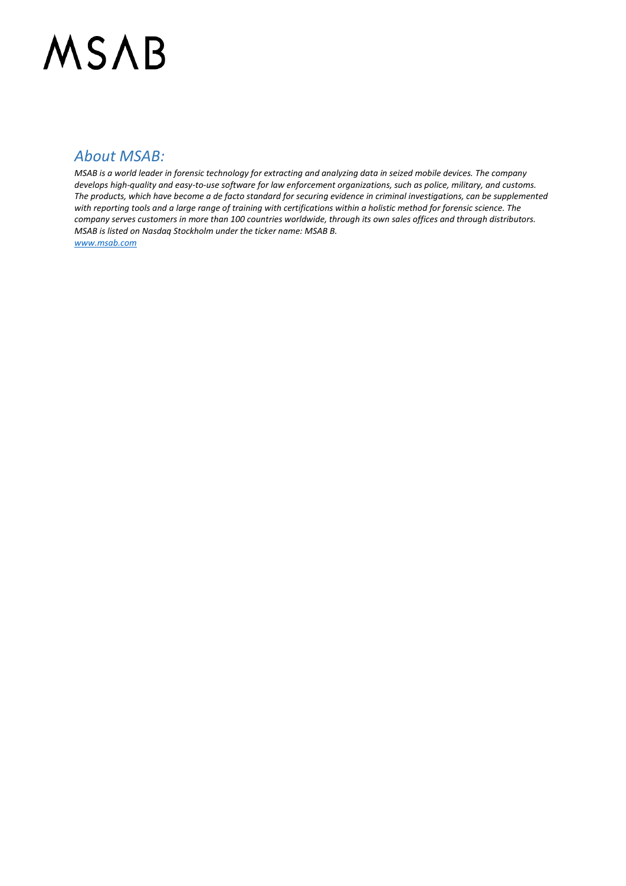# MSAB

## *About MSAB:*

*MSAB is a world leader in forensic technology for extracting and analyzing data in seized mobile devices. The company develops high-quality and easy-to-use software for law enforcement organizations, such as police, military, and customs. The products, which have become a de facto standard for securing evidence in criminal investigations, can be supplemented with reporting tools and a large range of training with certifications within a holistic method for forensic science. The company serves customers in more than 100 countries worldwide, through its own sales offices and through distributors. MSAB is listed on Nasdaq Stockholm under the ticker name: MSAB B.*

*[www.msab.com](http://www.msab.com)*